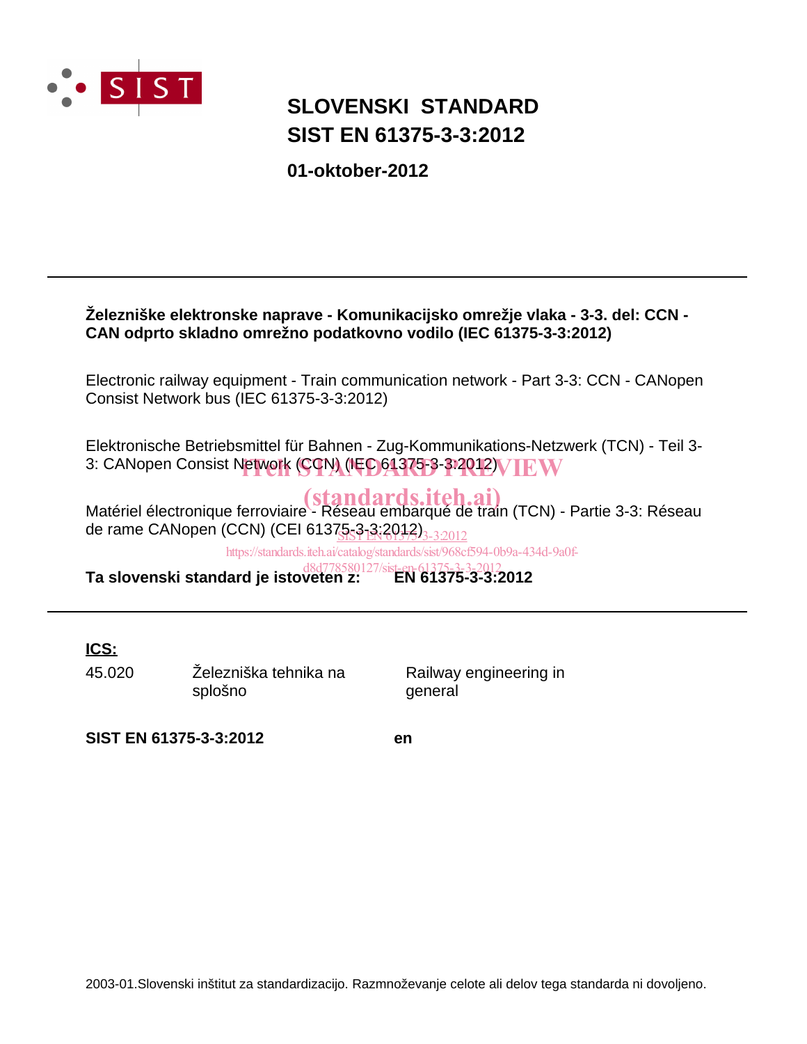# SLOVENSKI STANDARD
# SIST EN 61375-3-3:2012

**01-oktober-2012**

---

**Železniške elektronske naprave - Komunikacijsko omrežje vlaka - 3-3. del: CCN - CAN odprto skladno omrežno podatkovno vodilo (IEC 61375-3-3:2012)**

Electronic railway equipment - Train communication network - Part 3-3: CCN - CANopen Consist Network bus (IEC 61375-3-3:2012)

Elektronische Betriebsmittel für Bahnen - Zug-Kommunikations-Netzwerk (TCN) - Teil 3-3: CANopen Consist Network (CCN) (IEC 61375-3-3:2012)

Matériel électronique ferroviaire - Réseau embarqué de train (TCN) - Partie 3-3: Réseau de rame CANopen (CCN) (CEI 61375-3-3:2012)

**Ta slovenski standard je istoveten z: EN 61375-3-3:2012**

---

**ICS:**

| | | |
|---|---|---|
| 45.020 | Železniška tehnika na splošno | Railway engineering in general |

**SIST EN 61375-3-3:2012** **en**

2003-01.Slovenski inštitut za standardizacijo. Razmnoževanje celote ali delov tega standarda ni dovoljeno.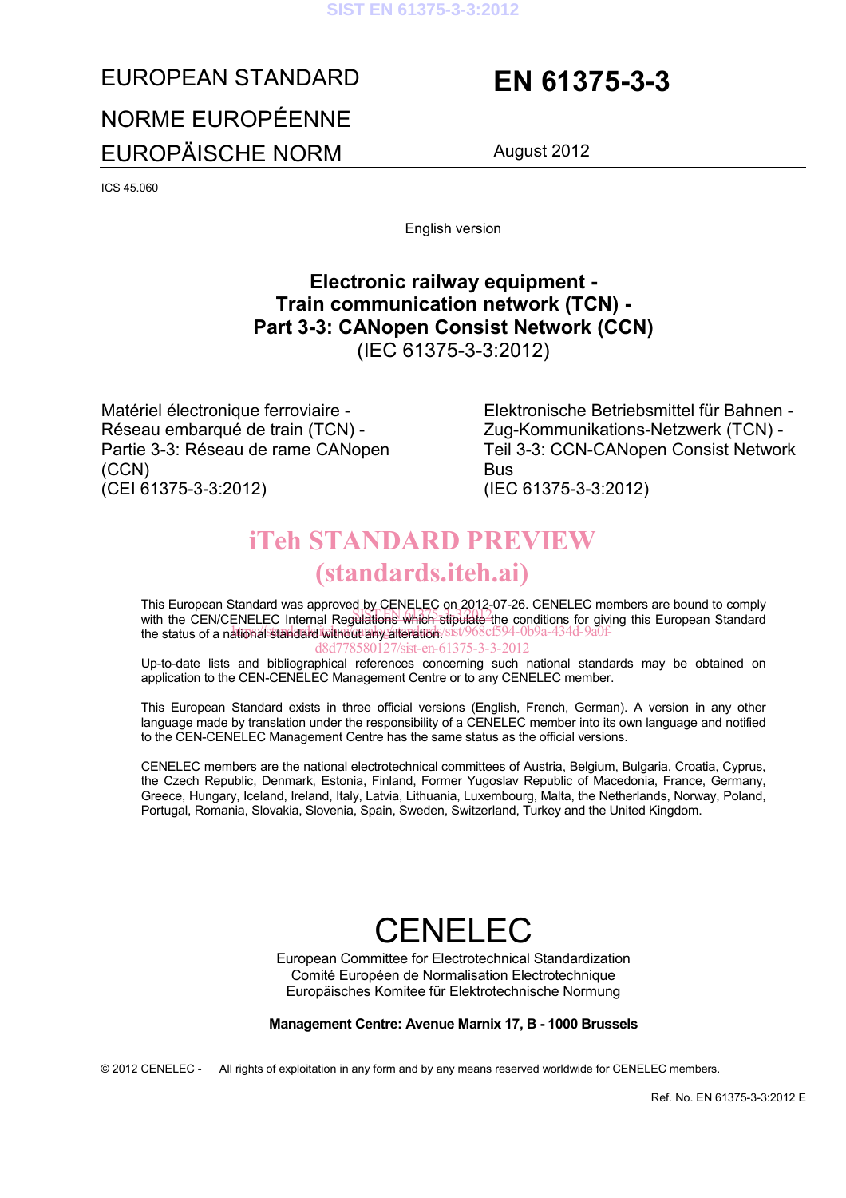EUROPEAN STANDARD

NORME EUROPÉENNE

EUROPÄISCHE NORM

# EN 61375-3-3

August 2012

ICS 45.060

English version

## Electronic railway equipment - Train communication network (TCN) - Part 3-3: CANopen Consist Network (CCN)

(IEC 61375-3-3:2012)

Matériel électronique ferroviaire - Réseau embarqué de train (TCN) - Partie 3-3: Réseau de rame CANopen (CCN)
(CEI 61375-3-3:2012)

Elektronische Betriebsmittel für Bahnen - Zug-Kommunikations-Netzwerk (TCN) - Teil 3-3: CCN-CANopen Consist Network Bus
(IEC 61375-3-3:2012)

This European Standard was approved by CENELEC on 2012-07-26. CENELEC members are bound to comply with the CEN/CENELEC Internal Regulations which stipulate the conditions for giving this European Standard the status of a national standard without any alteration.

Up-to-date lists and bibliographical references concerning such national standards may be obtained on application to the CEN-CENELEC Management Centre or to any CENELEC member.

This European Standard exists in three official versions (English, French, German). A version in any other language made by translation under the responsibility of a CENELEC member into its own language and notified to the CEN-CENELEC Management Centre has the same status as the official versions.

CENELEC members are the national electrotechnical committees of Austria, Belgium, Bulgaria, Croatia, Cyprus, the Czech Republic, Denmark, Estonia, Finland, Former Yugoslav Republic of Macedonia, France, Germany, Greece, Hungary, Iceland, Ireland, Italy, Latvia, Lithuania, Luxembourg, Malta, the Netherlands, Norway, Poland, Portugal, Romania, Slovakia, Slovenia, Spain, Sweden, Switzerland, Turkey and the United Kingdom.

# CENELEC

European Committee for Electrotechnical Standardization
Comité Européen de Normalisation Electrotechnique
Europäisches Komitee für Elektrotechnische Normung

**Management Centre: Avenue Marnix 17, B - 1000 Brussels**

© 2012 CENELEC - All rights of exploitation in any form and by any means reserved worldwide for CENELEC members.

Ref. No. EN 61375-3-3:2012 E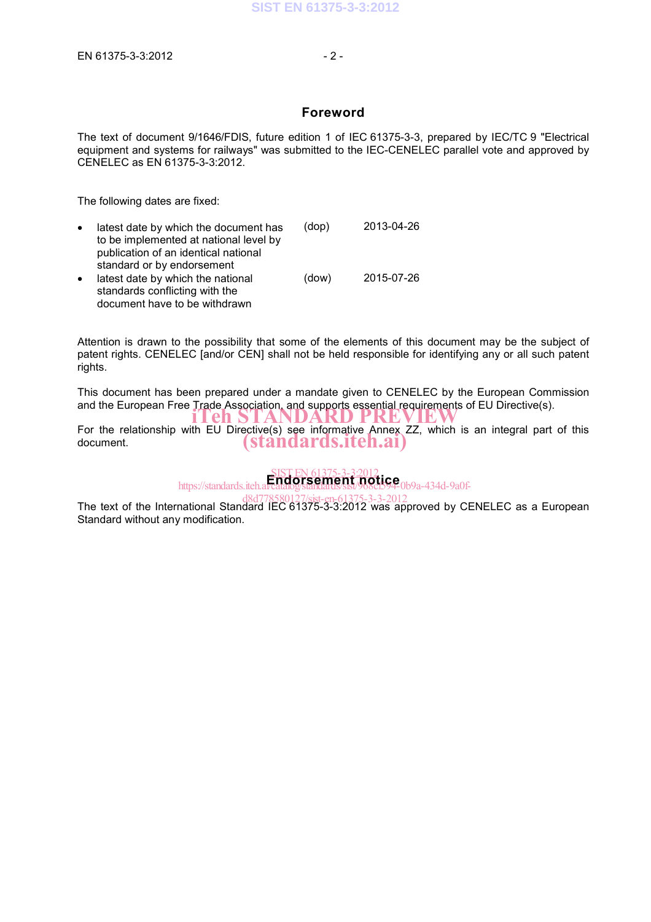## Foreword

The text of document 9/1646/FDIS, future edition 1 of IEC 61375-3-3, prepared by IEC/TC 9 "Electrical equipment and systems for railways" was submitted to the IEC-CENELEC parallel vote and approved by CENELEC as EN 61375-3-3:2012.

The following dates are fixed:

| | | |
|---|---|---|
| • latest date by which the document has to be implemented at national level by publication of an identical national standard or by endorsement | (dop) | 2013-04-26 |
| • latest date by which the national standards conflicting with the document have to be withdrawn | (dow) | 2015-07-26 |

Attention is drawn to the possibility that some of the elements of this document may be the subject of patent rights. CENELEC [and/or CEN] shall not be held responsible for identifying any or all such patent rights.

This document has been prepared under a mandate given to CENELEC by the European Commission and the European Free Trade Association, and supports essential requirements of EU Directive(s).

For the relationship with EU Directive(s) see informative Annex ZZ, which is an integral part of this document.

## Endorsement notice

The text of the International Standard IEC 61375-3-3:2012 was approved by CENELEC as a European Standard without any modification.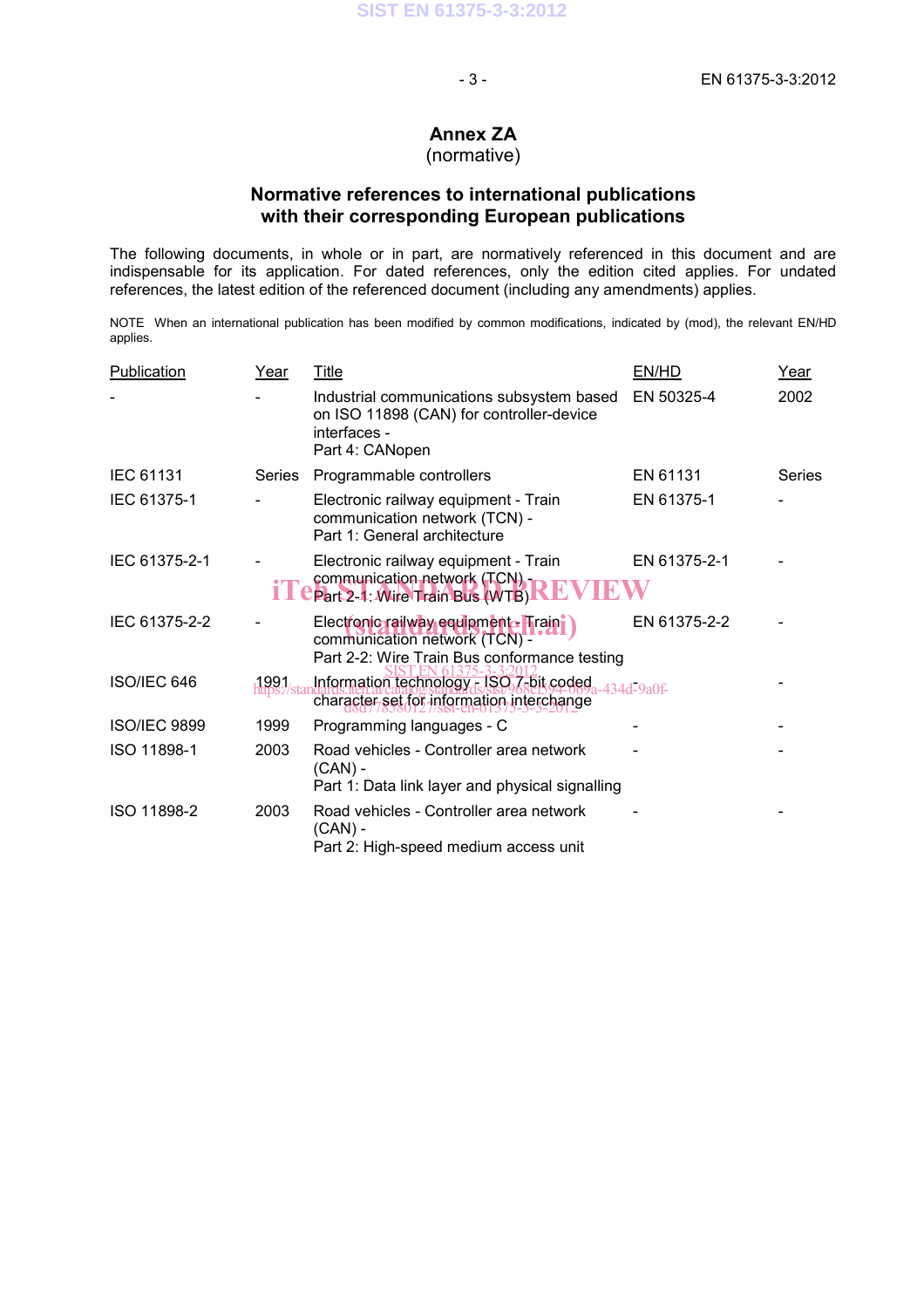# Annex ZA
(normative)

## Normative references to international publications with their corresponding European publications

The following documents, in whole or in part, are normatively referenced in this document and are indispensable for its application. For dated references, only the edition cited applies. For undated references, the latest edition of the referenced document (including any amendments) applies.

NOTE When an international publication has been modified by common modifications, indicated by (mod), the relevant EN/HD applies.

| Publication | Year | Title | EN/HD | Year |
|---|---|---|---|---|
| - | - | Industrial communications subsystem based on ISO 11898 (CAN) for controller-device interfaces - Part 4: CANopen | EN 50325-4 | 2002 |
| IEC 61131 | Series | Programmable controllers | EN 61131 | Series |
| IEC 61375-1 | - | Electronic railway equipment - Train communication network (TCN) - Part 1: General architecture | EN 61375-1 | - |
| IEC 61375-2-1 | - | Electronic railway equipment - Train communication network (TCN) - Part 2-1: Wire Train Bus (WTB) | EN 61375-2-1 | - |
| IEC 61375-2-2 | - | Electronic railway equipment - Train communication network (TCN) - Part 2-2: Wire Train Bus conformance testing | EN 61375-2-2 | - |
| ISO/IEC 646 | 1991 | Information technology - ISO 7-bit coded character set for information interchange | - | - |
| ISO/IEC 9899 | 1999 | Programming languages - C | - | - |
| ISO 11898-1 | 2003 | Road vehicles - Controller area network (CAN) - Part 1: Data link layer and physical signalling | - | - |
| ISO 11898-2 | 2003 | Road vehicles - Controller area network (CAN) - Part 2: High-speed medium access unit | - | - |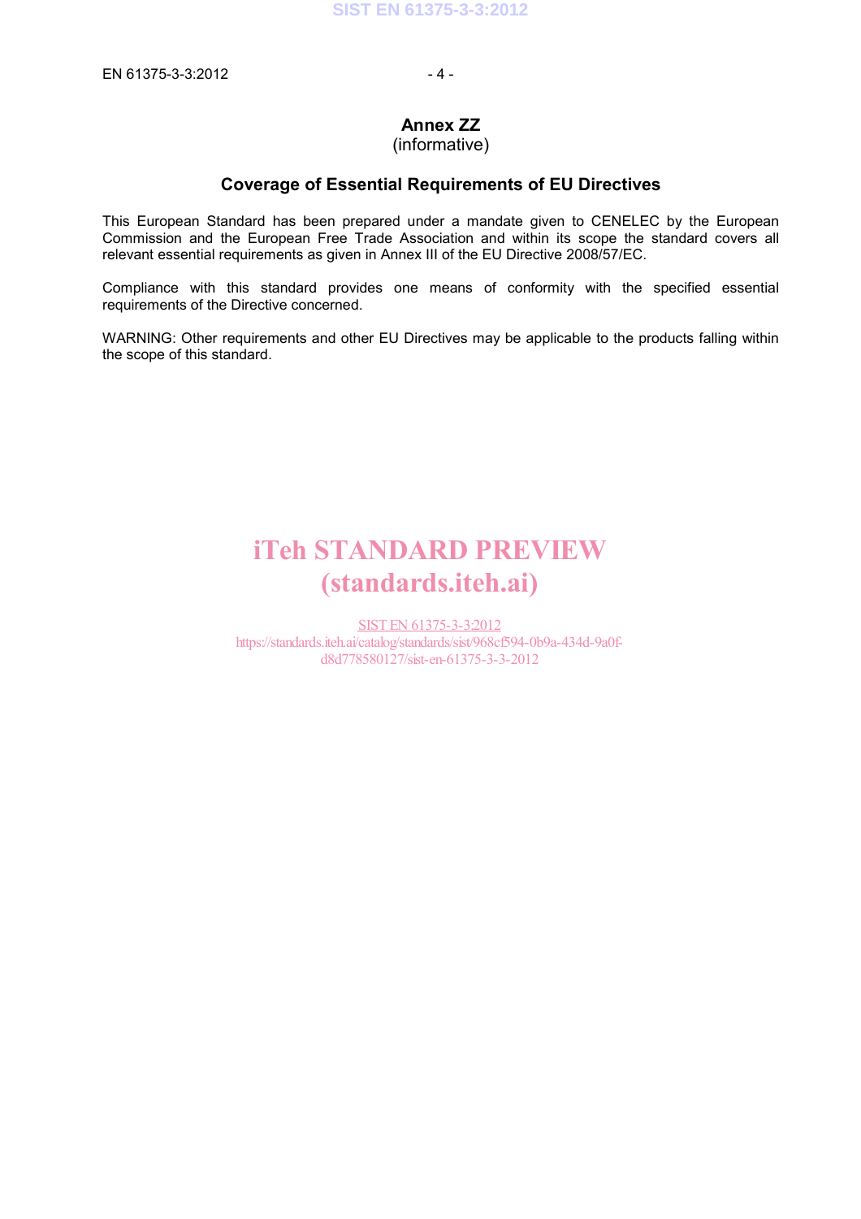# Annex ZZ
(informative)

## Coverage of Essential Requirements of EU Directives

This European Standard has been prepared under a mandate given to CENELEC by the European Commission and the European Free Trade Association and within its scope the standard covers all relevant essential requirements as given in Annex III of the EU Directive 2008/57/EC.

Compliance with this standard provides one means of conformity with the specified essential requirements of the Directive concerned.

WARNING: Other requirements and other EU Directives may be applicable to the products falling within the scope of this standard.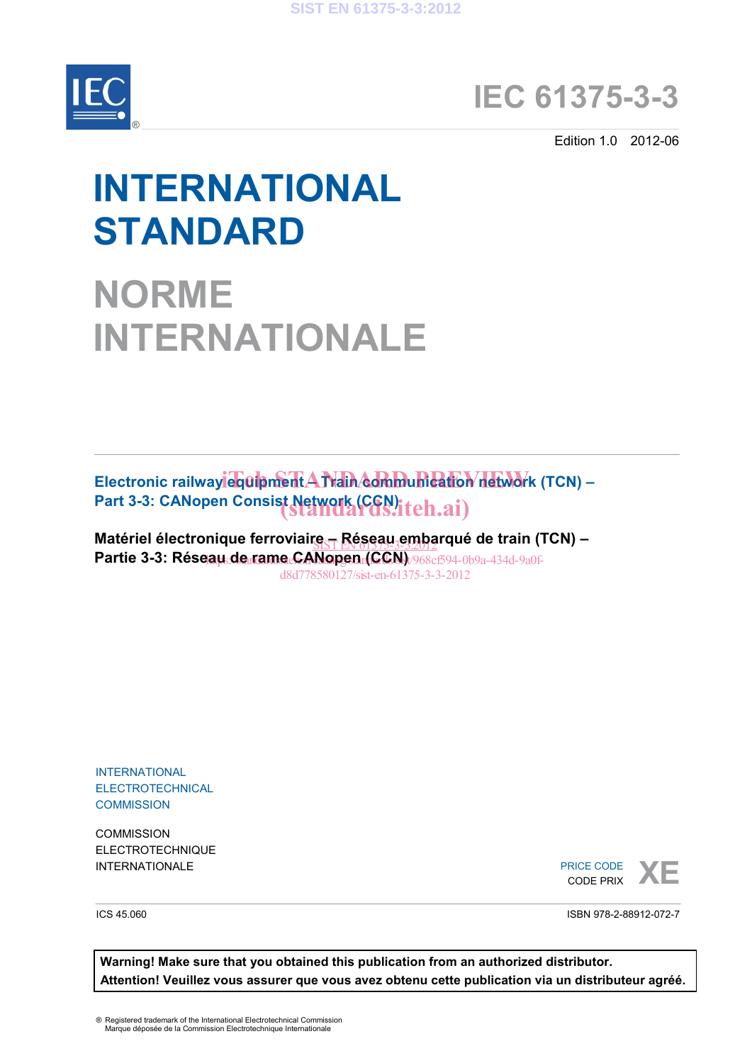# IEC 61375-3-3

Edition 1.0 2012-06

# INTERNATIONAL STANDARD

# NORME INTERNATIONALE

**Electronic railway equipment – Train communication network (TCN) – Part 3-3: CANopen Consist Network (CCN)**

**Matériel électronique ferroviaire – Réseau embarqué de train (TCN) – Partie 3-3: Réseau de rame CANopen (CCN)**

INTERNATIONAL ELECTROTECHNICAL COMMISSION

COMMISSION ELECTROTECHNIQUE INTERNATIONALE

PRICE CODE
CODE PRIX **XE**

ICS 45.060

ISBN 978-2-88912-072-7

**Warning! Make sure that you obtained this publication from an authorized distributor.**
**Attention! Veuillez vous assurer que vous avez obtenu cette publication via un distributeur agréé.**

® Registered trademark of the International Electrotechnical Commission
Marque déposée de la Commission Electrotechnique Internationale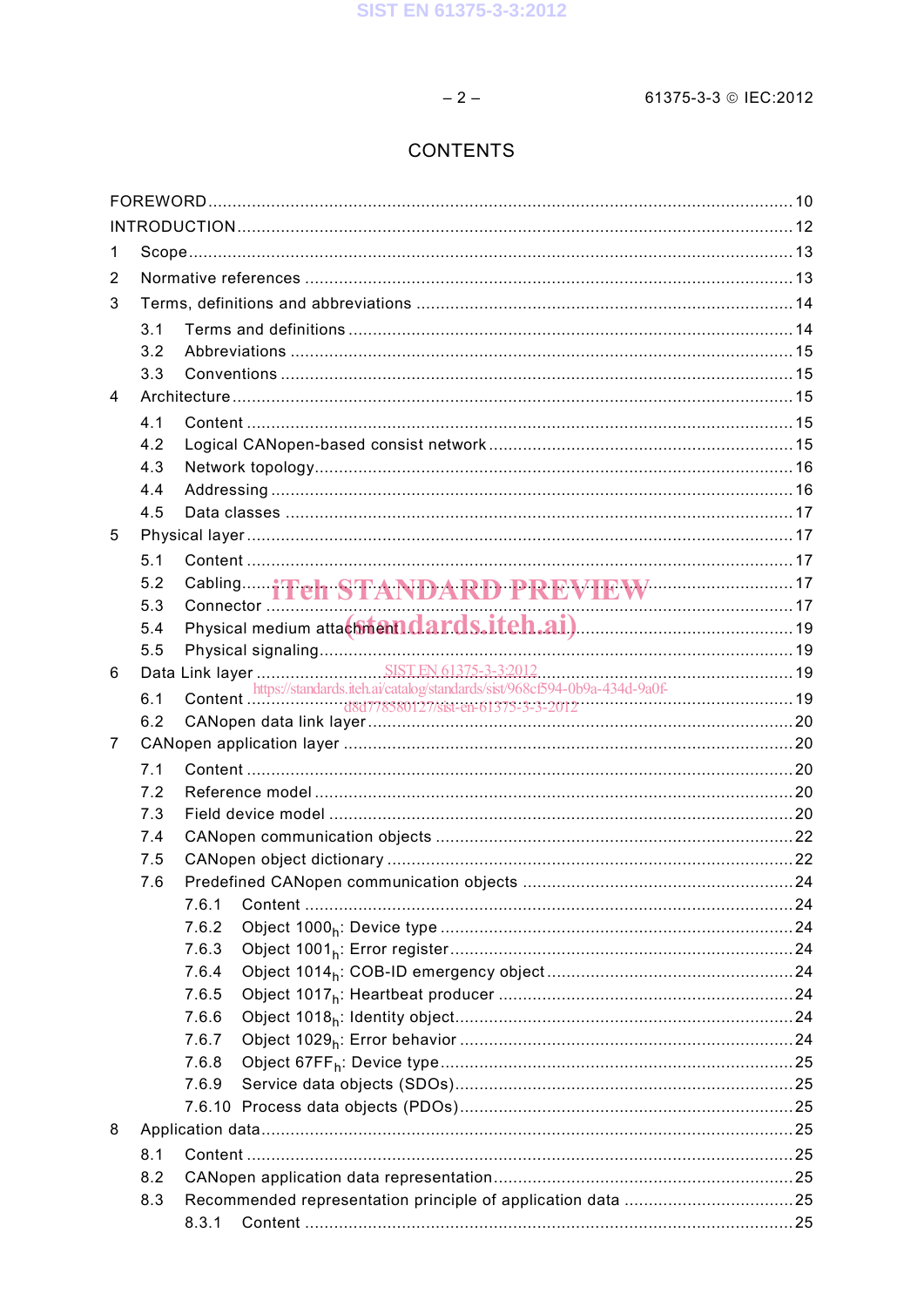# CONTENTS

FOREWORD ........................................................................................................................ 10
INTRODUCTION ................................................................................................................. 12
1 Scope ............................................................................................................................. 13
2 Normative references ..................................................................................................... 13
3 Terms, definitions and abbreviations ............................................................................. 14
 3.1 Terms and definitions ............................................................................................... 14
 3.2 Abbreviations ........................................................................................................... 15
 3.3 Conventions ............................................................................................................. 15
4 Architecture .................................................................................................................... 15
 4.1 Content .................................................................................................................... 15
 4.2 Logical CANopen-based consist network ................................................................. 15
 4.3 Network topology ...................................................................................................... 16
 4.4 Addressing ............................................................................................................... 16
 4.5 Data classes ............................................................................................................ 17
5 Physical layer ................................................................................................................. 17
 5.1 Content .................................................................................................................... 17
 5.2 Cabling ..................................................................................................................... 17
 5.3 Connector ................................................................................................................. 17
 5.4 Physical medium attachment .................................................................................... 19
 5.5 Physical signaling ..................................................................................................... 19
6 Data Link layer ............................................................................................................... 19
 6.1 Content .................................................................................................................... 19
 6.2 CANopen data link layer ........................................................................................... 20
7 CANopen application layer ............................................................................................. 20
 7.1 Content .................................................................................................................... 20
 7.2 Reference model ...................................................................................................... 20
 7.3 Field device model ................................................................................................... 20
 7.4 CANopen communication objects ............................................................................. 22
 7.5 CANopen object dictionary ....................................................................................... 22
 7.6 Predefined CANopen communication objects ........................................................... 24
  7.6.1 Content ............................................................................................................. 24
  7.6.2 Object $1000_h$: Device type .................................................................................. 24
  7.6.3 Object $1001_h$: Error register ................................................................................ 24
  7.6.4 Object $1014_h$: COB-ID emergency object ............................................................ 24
  7.6.5 Object $1017_h$: Heartbeat producer ...................................................................... 24
  7.6.6 Object $1018_h$: Identity object ............................................................................... 24
  7.6.7 Object $1029_h$: Error behavior .............................................................................. 24
  7.6.8 Object $67FF_h$: Device type .................................................................................. 25
  7.6.9 Service data objects (SDOs) .............................................................................. 25
  7.6.10 Process data objects (PDOs) ............................................................................. 25
8 Application data .............................................................................................................. 25
 8.1 Content .................................................................................................................... 25
 8.2 CANopen application data representation ................................................................ 25
 8.3 Recommended representation principle of application data ..................................... 25
  8.3.1 Content ............................................................................................................. 25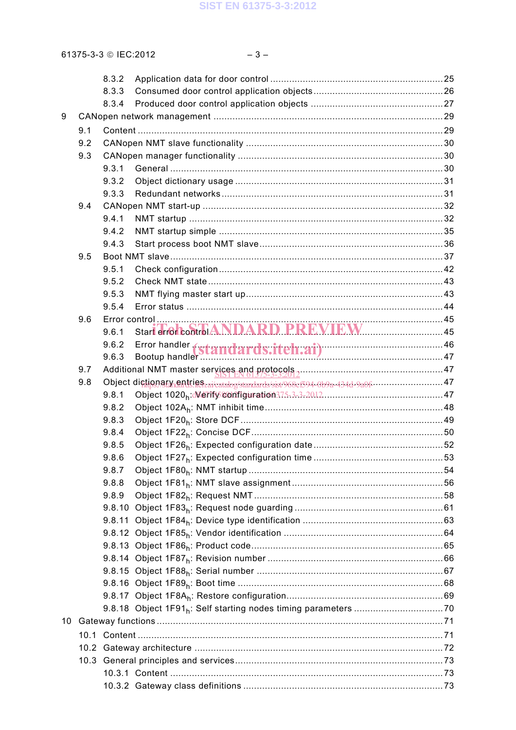8.3.2 Application data for door control ........................................................................ 25
8.3.3 Consumed door control application objects ............................................................ 26
8.3.4 Produced door control application objects ............................................................. 27

9 CANopen network management ................................................................................ 29
9.1 Content ................................................................................................................... 29
9.2 CANopen NMT slave functionality ............................................................................ 30
9.3 CANopen manager functionality ............................................................................... 30
9.3.1 General ............................................................................................................. 30
9.3.2 Object dictionary usage ...................................................................................... 31
9.3.3 Redundant networks ........................................................................................... 31
9.4 CANopen NMT start-up ............................................................................................ 32
9.4.1 NMT startup ....................................................................................................... 32
9.4.2 NMT startup simple ............................................................................................ 35
9.4.3 Start process boot NMT slave .............................................................................. 36
9.5 Boot NMT slave ....................................................................................................... 37
9.5.1 Check configuration ............................................................................................ 42
9.5.2 Check NMT state ................................................................................................ 43
9.5.3 NMT flying master start up .................................................................................. 43
9.5.4 Error status ........................................................................................................ 44
9.6 Error control ............................................................................................................ 45
9.6.1 Start error control ................................................................................................ 45
9.6.2 Error handler ...................................................................................................... 46
9.6.3 Bootup handler ................................................................................................... 47
9.7 Additional NMT master services and protocols .......................................................... 47
9.8 Object dictionary entries .......................................................................................... 47
9.8.1 Object $1020_h$: Verify configuration ....................................................................... 47
9.8.2 Object $102A_h$: NMT inhibit time ............................................................................ 48
9.8.3 Object $1F20_h$: Store DCF ..................................................................................... 49
9.8.4 Object $1F22_h$: Concise DCF ................................................................................. 50
9.8.5 Object $1F26_h$: Expected configuration date ........................................................... 52
9.8.6 Object $1F27_h$: Expected configuration time ........................................................... 53
9.8.7 Object $1F80_h$: NMT startup .................................................................................. 54
9.8.8 Object $1F81_h$: NMT slave assignment ................................................................... 56
9.8.9 Object $1F82_h$: Request NMT ................................................................................ 58
9.8.10 Object $1F83_h$: Request node guarding ................................................................. 61
9.8.11 Object $1F84_h$: Device type identification .............................................................. 63
9.8.12 Object $1F85_h$: Vendor identification ..................................................................... 64
9.8.13 Object $1F86_h$: Product code ................................................................................ 65
9.8.14 Object $1F87_h$: Revision number ........................................................................... 66
9.8.15 Object $1F88_h$: Serial number ............................................................................... 67
9.8.16 Object $1F89_h$: Boot time ...................................................................................... 68
9.8.17 Object $1F8A_h$: Restore configuration ..................................................................... 69
9.8.18 Object $1F91_h$: Self starting nodes timing parameters ............................................ 70

10 Gateway functions .................................................................................................. 71
10.1 Content .................................................................................................................. 71
10.2 Gateway architecture ............................................................................................. 72
10.3 General principles and services .............................................................................. 73
10.3.1 Content ............................................................................................................ 73
10.3.2 Gateway class definitions ................................................................................... 73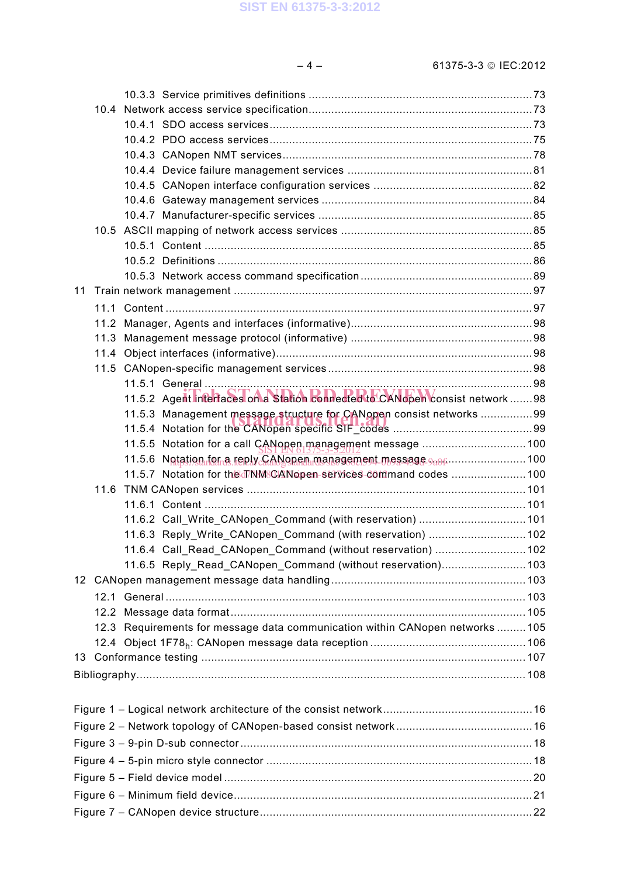10.3.3 Service primitives definitions .......................................................................73

10.4 Network access service specification.......................................................................73

10.4.1 SDO access services.......................................................................73

10.4.2 PDO access services.......................................................................75

10.4.3 CANopen NMT services.......................................................................78

10.4.4 Device failure management services .......................................................................81

10.4.5 CANopen interface configuration services .......................................................................82

10.4.6 Gateway management services .......................................................................84

10.4.7 Manufacturer-specific services .......................................................................85

10.5 ASCII mapping of network access services .......................................................................85

10.5.1 Content .......................................................................85

10.5.2 Definitions .......................................................................86

10.5.3 Network access command specification.......................................................................89

11 Train network management .......................................................................97

11.1 Content .......................................................................97

11.2 Manager, Agents and interfaces (informative).......................................................................98

11.3 Management message protocol (informative) .......................................................................98

11.4 Object interfaces (informative).......................................................................98

11.5 CANopen-specific management services.......................................................................98

11.5.1 General .......................................................................98

11.5.2 Agent interfaces on a Station connected to CANopen consist network .......98

11.5.3 Management message structure for CANopen consist networks ................99

11.5.4 Notation for the CANopen specific SIF_codes .......................................................................99

11.5.5 Notation for a call CANopen management message .......................................................................100

11.5.6 Notation for a reply CANopen management message .......................................................................100

11.5.7 Notation for the TNM CANopen services command codes .......................................................................100

11.6 TNM CANopen services .......................................................................101

11.6.1 Content .......................................................................101

11.6.2 Call_Write_CANopen_Command (with reservation) .......................................................................101

11.6.3 Reply_Write_CANopen_Command (with reservation) .......................................................................102

11.6.4 Call_Read_CANopen_Command (without reservation) .......................................................................102

11.6.5 Reply_Read_CANopen_Command (without reservation).......................................................................103

12 CANopen management message data handling.......................................................................103

12.1 General .......................................................................103

12.2 Message data format.......................................................................105

12.3 Requirements for message data communication within CANopen networks .........105

12.4 Object $1F78_h$: CANopen message data reception .......................................................................106

13 Conformance testing .......................................................................107

Bibliography.......................................................................108

Figure 1 – Logical network architecture of the consist network.......................................................................16

Figure 2 – Network topology of CANopen-based consist network.......................................................................16

Figure 3 – 9-pin D-sub connector.......................................................................18

Figure 4 – 5-pin micro style connector .......................................................................18

Figure 5 – Field device model .......................................................................20

Figure 6 – Minimum field device.......................................................................21

Figure 7 – CANopen device structure.......................................................................22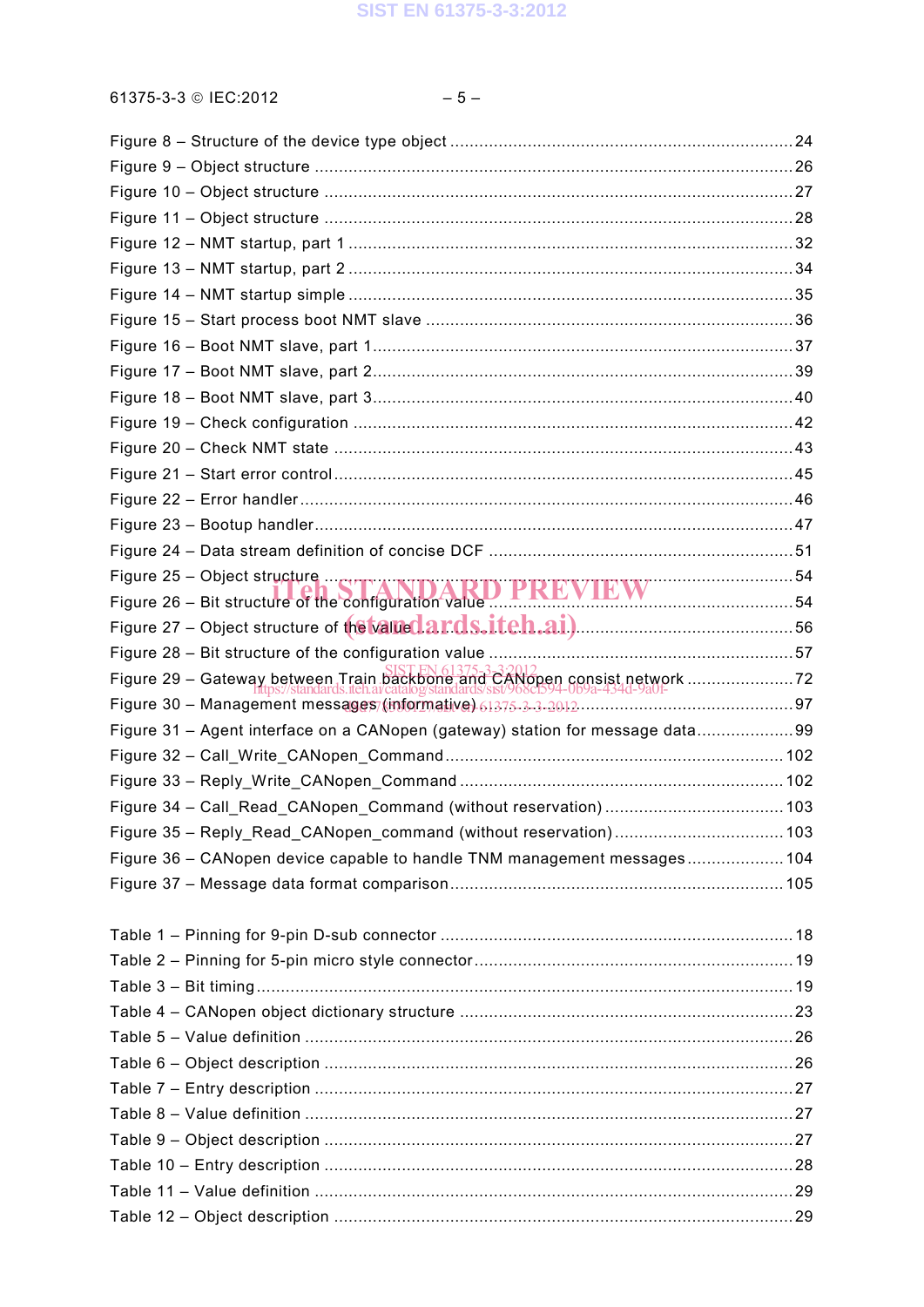Figure 8 – Structure of the device type object ........................................................................ 24
Figure 9 – Object structure ..................................................................................................... 26
Figure 10 – Object structure ................................................................................................... 27
Figure 11 – Object structure ................................................................................................... 28
Figure 12 – NMT startup, part 1 .............................................................................................. 32
Figure 13 – NMT startup, part 2 .............................................................................................. 34
Figure 14 – NMT startup simple .............................................................................................. 35
Figure 15 – Start process boot NMT slave .............................................................................. 36
Figure 16 – Boot NMT slave, part 1 ......................................................................................... 37
Figure 17 – Boot NMT slave, part 2 ......................................................................................... 39
Figure 18 – Boot NMT slave, part 3 ......................................................................................... 40
Figure 19 – Check configuration ............................................................................................. 42
Figure 20 – Check NMT state ................................................................................................. 43
Figure 21 – Start error control ................................................................................................. 45
Figure 22 – Error handler ........................................................................................................ 46
Figure 23 – Bootup handler ..................................................................................................... 47
Figure 24 – Data stream definition of concise DCF ................................................................. 51
Figure 25 – Object structure .................................................................................................... 54
Figure 26 – Bit structure of the configuration value ................................................................. 54
Figure 27 – Object structure of the value ................................................................................ 56
Figure 28 – Bit structure of the configuration value ................................................................. 57
Figure 29 – Gateway between Train backbone and CANopen consist network ....................... 72
Figure 30 – Management messages (informative) ................................................................... 97
Figure 31 – Agent interface on a CANopen (gateway) station for message data ..................... 99
Figure 32 – Call_Write_CANopen_Command ......................................................................... 102
Figure 33 – Reply_Write_CANopen_Command ...................................................................... 102
Figure 34 – Call_Read_CANopen_Command (without reservation) ...................................... 103
Figure 35 – Reply_Read_CANopen_command (without reservation) ..................................... 103
Figure 36 – CANopen device capable to handle TNM management messages ..................... 104
Figure 37 – Message data format comparison ....................................................................... 105

Table 1 – Pinning for 9-pin D-sub connector .......................................................................... 18
Table 2 – Pinning for 5-pin micro style connector ................................................................... 19
Table 3 – Bit timing ................................................................................................................. 19
Table 4 – CANopen object dictionary structure ...................................................................... 23
Table 5 – Value definition ........................................................................................................ 26
Table 6 – Object description ................................................................................................... 26
Table 7 – Entry description ..................................................................................................... 27
Table 8 – Value definition ........................................................................................................ 27
Table 9 – Object description ................................................................................................... 27
Table 10 – Entry description ................................................................................................... 28
Table 11 – Value definition ...................................................................................................... 29
Table 12 – Object description ................................................................................................. 29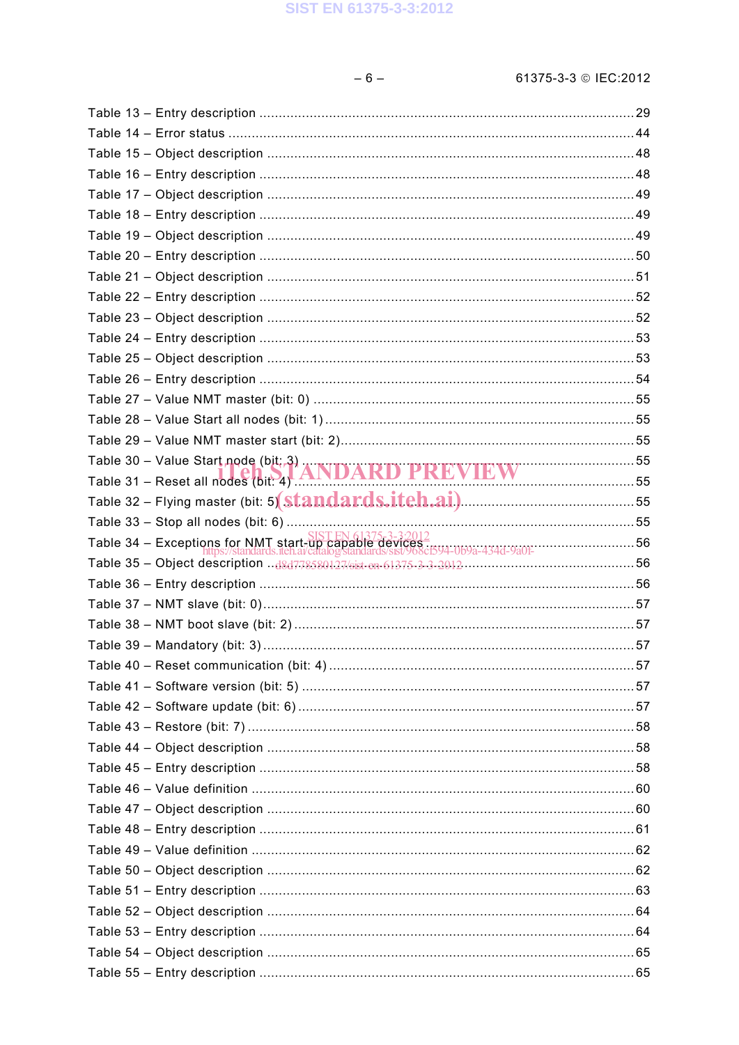Table 13 – Entry description ............................................................................................29
Table 14 – Error status ......................................................................................................44
Table 15 – Object description ............................................................................................48
Table 16 – Entry description ..............................................................................................48
Table 17 – Object description ............................................................................................49
Table 18 – Entry description ..............................................................................................49
Table 19 – Object description ............................................................................................49
Table 20 – Entry description ..............................................................................................50
Table 21 – Object description ............................................................................................51
Table 22 – Entry description ..............................................................................................52
Table 23 – Object description ............................................................................................52
Table 24 – Entry description ..............................................................................................53
Table 25 – Object description ............................................................................................53
Table 26 – Entry description ..............................................................................................54
Table 27 – Value NMT master (bit: 0) ................................................................................55
Table 28 – Value Start all nodes (bit: 1) .............................................................................55
Table 29 – Value NMT master start (bit: 2)..........................................................................55
Table 30 – Value Start node (bit: 3) ...................................................................................55
Table 31 – Reset all nodes (bit: 4) .....................................................................................55
Table 32 – Flying master (bit: 5) ........................................................................................55
Table 33 – Stop all nodes (bit: 6) .......................................................................................55
Table 34 – Exceptions for NMT start-up capable devices .....................................................56
Table 35 – Object description ............................................................................................56
Table 36 – Entry description ..............................................................................................56
Table 37 – NMT slave (bit: 0)..............................................................................................57
Table 38 – NMT boot slave (bit: 2) ......................................................................................57
Table 39 – Mandatory (bit: 3)..............................................................................................57
Table 40 – Reset communication (bit: 4) .............................................................................57
Table 41 – Software version (bit: 5) ....................................................................................57
Table 42 – Software update (bit: 6) .....................................................................................57
Table 43 – Restore (bit: 7) ..................................................................................................58
Table 44 – Object description ............................................................................................58
Table 45 – Entry description ..............................................................................................58
Table 46 – Value definition .................................................................................................60
Table 47 – Object description ............................................................................................60
Table 48 – Entry description ..............................................................................................61
Table 49 – Value definition .................................................................................................62
Table 50 – Object description ............................................................................................62
Table 51 – Entry description ..............................................................................................63
Table 52 – Object description ............................................................................................64
Table 53 – Entry description ..............................................................................................64
Table 54 – Object description ............................................................................................65
Table 55 – Entry description ..............................................................................................65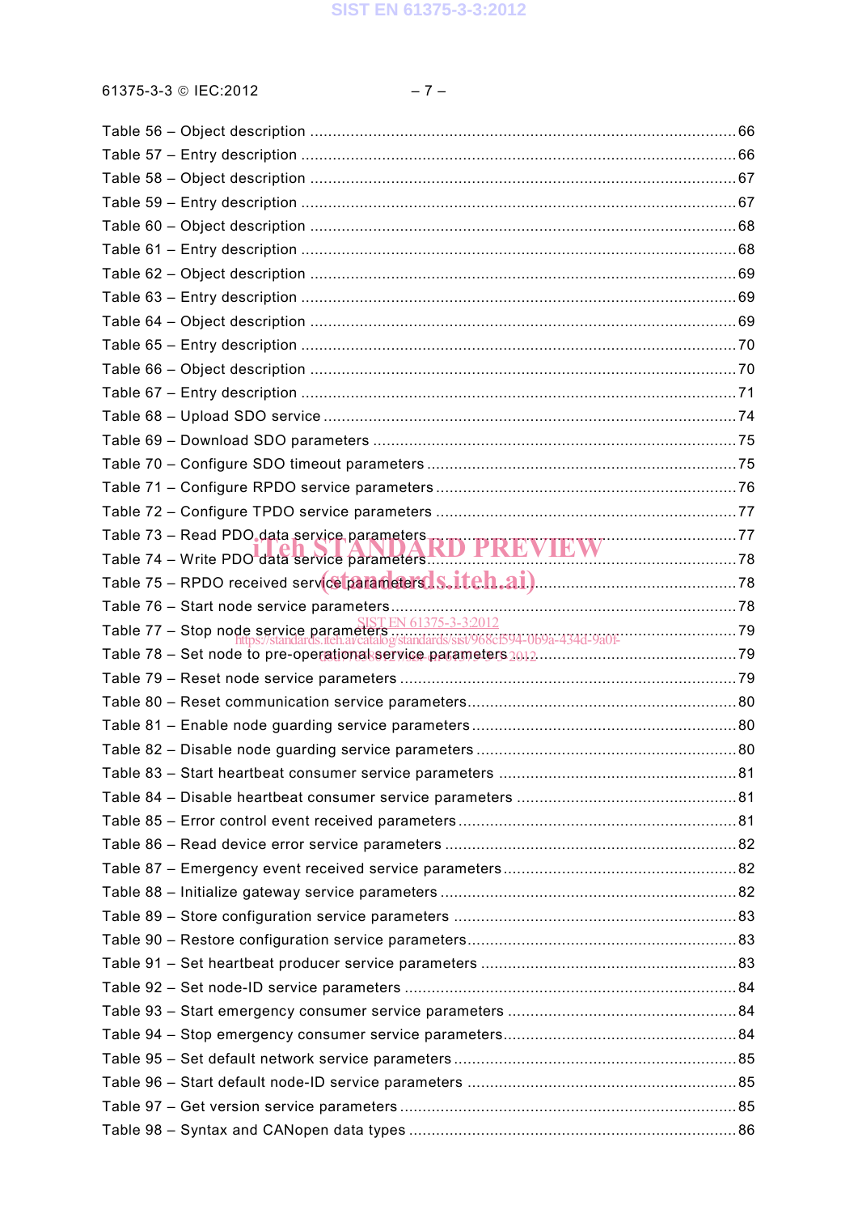Table 56 – Object description ............................................................................................. 66
Table 57 – Entry description ................................................................................................ 66
Table 58 – Object description ............................................................................................. 67
Table 59 – Entry description ................................................................................................ 67
Table 60 – Object description ............................................................................................. 68
Table 61 – Entry description ................................................................................................ 68
Table 62 – Object description ............................................................................................. 69
Table 63 – Entry description ................................................................................................ 69
Table 64 – Object description ............................................................................................. 69
Table 65 – Entry description ................................................................................................ 70
Table 66 – Object description ............................................................................................. 70
Table 67 – Entry description ................................................................................................ 71
Table 68 – Upload SDO service ........................................................................................... 74
Table 69 – Download SDO parameters ................................................................................ 75
Table 70 – Configure SDO timeout parameters .................................................................... 75
Table 71 – Configure RPDO service parameters .................................................................. 76
Table 72 – Configure TPDO service parameters .................................................................. 77
Table 73 – Read PDO data service parameters .................................................................... 77
Table 74 – Write PDO data service parameters .................................................................... 78
Table 75 – RPDO received service parameters .................................................................... 78
Table 76 – Start node service parameters ............................................................................ 78
Table 77 – Stop node service parameters ............................................................................ 79
Table 78 – Set node to pre-operational service parameters .................................................. 79
Table 79 – Reset node service parameters .......................................................................... 79
Table 80 – Reset communication service parameters ............................................................ 80
Table 81 – Enable node guarding service parameters .......................................................... 80
Table 82 – Disable node guarding service parameters .......................................................... 80
Table 83 – Start heartbeat consumer service parameters ..................................................... 81
Table 84 – Disable heartbeat consumer service parameters ................................................. 81
Table 85 – Error control event received parameters ............................................................. 81
Table 86 – Read device error service parameters ................................................................. 82
Table 87 – Emergency event received service parameters .................................................... 82
Table 88 – Initialize gateway service parameters .................................................................. 82
Table 89 – Store configuration service parameters ............................................................... 83
Table 90 – Restore configuration service parameters ............................................................ 83
Table 91 – Set heartbeat producer service parameters ......................................................... 83
Table 92 – Set node-ID service parameters .......................................................................... 84
Table 93 – Start emergency consumer service parameters ................................................... 84
Table 94 – Stop emergency consumer service parameters .................................................... 84
Table 95 – Set default network service parameters ............................................................... 85
Table 96 – Start default node-ID service parameters ............................................................ 85
Table 97 – Get version service parameters .......................................................................... 85
Table 98 – Syntax and CANopen data types ........................................................................ 86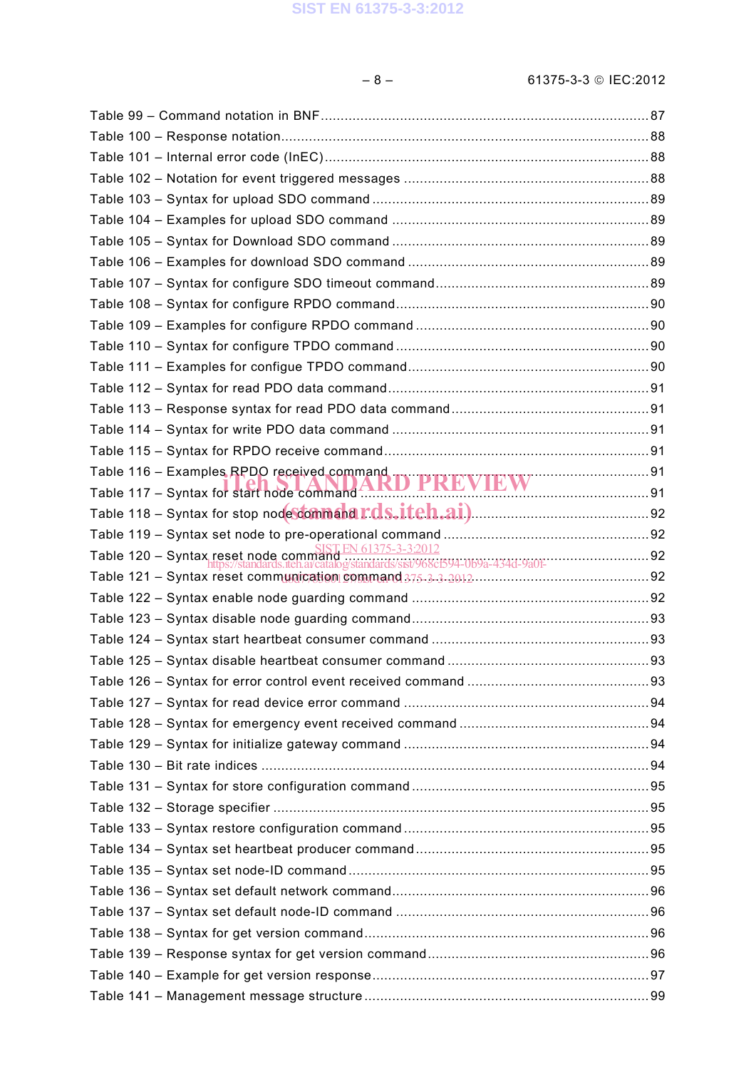Table 99 – Command notation in BNF ..... 87
Table 100 – Response notation ..... 88
Table 101 – Internal error code (InEC) ..... 88
Table 102 – Notation for event triggered messages ..... 88
Table 103 – Syntax for upload SDO command ..... 89
Table 104 – Examples for upload SDO command ..... 89
Table 105 – Syntax for Download SDO command ..... 89
Table 106 – Examples for download SDO command ..... 89
Table 107 – Syntax for configure SDO timeout command ..... 89
Table 108 – Syntax for configure RPDO command ..... 90
Table 109 – Examples for configure RPDO command ..... 90
Table 110 – Syntax for configure TPDO command ..... 90
Table 111 – Examples for configue TPDO command ..... 90
Table 112 – Syntax for read PDO data command ..... 91
Table 113 – Response syntax for read PDO data command ..... 91
Table 114 – Syntax for write PDO data command ..... 91
Table 115 – Syntax for RPDO receive command ..... 91
Table 116 – Examples RPDO received command ..... 91
Table 117 – Syntax for start node command ..... 91
Table 118 – Syntax for stop node command ..... 92
Table 119 – Syntax set node to pre-operational command ..... 92
Table 120 – Syntax reset node command ..... 92
Table 121 – Syntax reset communication command ..... 92
Table 122 – Syntax enable node guarding command ..... 92
Table 123 – Syntax disable node guarding command ..... 93
Table 124 – Syntax start heartbeat consumer command ..... 93
Table 125 – Syntax disable heartbeat consumer command ..... 93
Table 126 – Syntax for error control event received command ..... 93
Table 127 – Syntax for read device error command ..... 94
Table 128 – Syntax for emergency event received command ..... 94
Table 129 – Syntax for initialize gateway command ..... 94
Table 130 – Bit rate indices ..... 94
Table 131 – Syntax for store configuration command ..... 95
Table 132 – Storage specifier ..... 95
Table 133 – Syntax restore configuration command ..... 95
Table 134 – Syntax set heartbeat producer command ..... 95
Table 135 – Syntax set node-ID command ..... 95
Table 136 – Syntax set default network command ..... 96
Table 137 – Syntax set default node-ID command ..... 96
Table 138 – Syntax for get version command ..... 96
Table 139 – Response syntax for get version command ..... 96
Table 140 – Example for get version response ..... 97
Table 141 – Management message structure ..... 99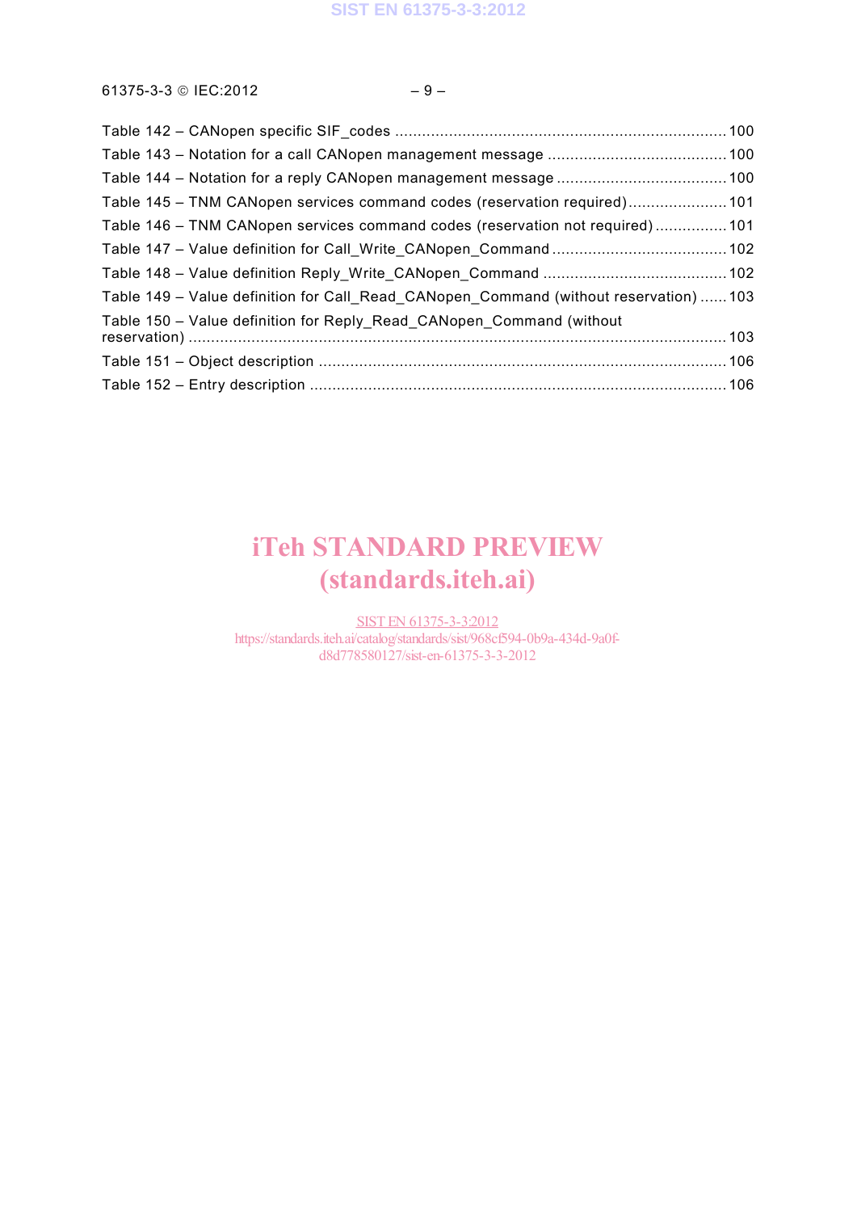Table 142 – CANopen specific SIF_codes ........................................................................ 100

Table 143 – Notation for a call CANopen management message ........................................ 100

Table 144 – Notation for a reply CANopen management message ...................................... 100

Table 145 – TNM CANopen services command codes (reservation required) ...................... 101

Table 146 – TNM CANopen services command codes (reservation not required) ................ 101

Table 147 – Value definition for Call_Write_CANopen_Command ....................................... 102

Table 148 – Value definition Reply_Write_CANopen_Command ......................................... 102

Table 149 – Value definition for Call_Read_CANopen_Command (without reservation) ...... 103

Table 150 – Value definition for Reply_Read_CANopen_Command (without reservation) ...................................................................................................................... 103

Table 151 – Object description .......................................................................................... 106

Table 152 – Entry description ............................................................................................ 106

iTeh STANDARD PREVIEW
(standards.iteh.ai)

SIST EN 61375-3-3:2012
https://standards.iteh.ai/catalog/standards/sist/968cf594-0b9a-434d-9a0f-d8d778580127/sist-en-61375-3-3-2012